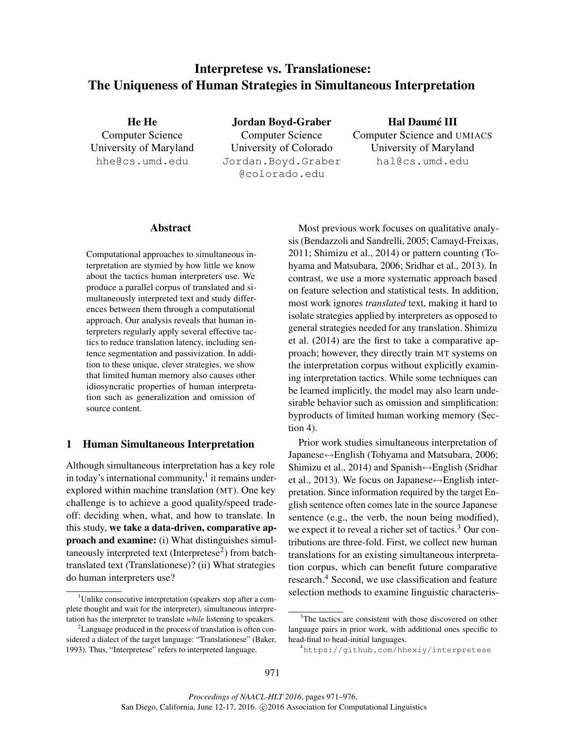# Interpretese vs. Translationese: The Uniqueness of Human Strategies in Simultaneous Interpretation

**He He**
Computer Science
University of Maryland
hhe@cs.umd.edu

**Jordan Boyd-Graber**
Computer Science
University of Colorado
Jordan.Boyd.Graber@colorado.edu

**Hal Daumé III**
Computer Science and UMIACS
University of Maryland
hal@cs.umd.edu

## Abstract

Computational approaches to simultaneous interpretation are stymied by how little we know about the tactics human interpreters use. We produce a parallel corpus of translated and simultaneously interpreted text and study differences between them through a computational approach. Our analysis reveals that human interpreters regularly apply several effective tactics to reduce translation latency, including sentence segmentation and passivization. In addition to these unique, clever strategies, we show that limited human memory also causes other idiosyncratic properties of human interpretation such as generalization and omission of source content.

## 1 Human Simultaneous Interpretation

Although simultaneous interpretation has a key role in today's international community,[1] it remains under-explored within machine translation (MT). One key challenge is to achieve a good quality/speed tradeoff: deciding when, what, and how to translate. In this study, **we take a data-driven, comparative approach and examine:** (i) What distinguishes simultaneously interpreted text (Interpretese[2]) from batch-translated text (Translationese)? (ii) What strategies do human interpreters use?

Most previous work focuses on qualitative analysis (Bendazzoli and Sandrelli, 2005; Camayd-Freixas, 2011; Shimizu et al., 2014) or pattern counting (Tohyama and Matsubara, 2006; Sridhar et al., 2013). In contrast, we use a more systematic approach based on feature selection and statistical tests. In addition, most work ignores *translated* text, making it hard to isolate strategies applied by interpreters as opposed to general strategies needed for any translation. Shimizu et al. (2014) are the first to take a comparative approach; however, they directly train MT systems on the interpretation corpus without explicitly examining interpretation tactics. While some techniques can be learned implicitly, the model may also learn undesirable behavior such as omission and simplification: byproducts of limited human working memory (Section 4).

Prior work studies simultaneous interpretation of Japanese↔English (Tohyama and Matsubara, 2006; Shimizu et al., 2014) and Spanish↔English (Sridhar et al., 2013). We focus on Japanese↔English interpretation. Since information required by the target English sentence often comes late in the source Japanese sentence (e.g., the verb, the noun being modified), we expect it to reveal a richer set of tactics.[3] Our contributions are three-fold. First, we collect new human translations for an existing simultaneous interpretation corpus, which can benefit future comparative research.[4] Second, we use classification and feature selection methods to examine linguistic characteris-

---

[1] Unlike consecutive interpretation (speakers stop after a complete thought and wait for the interpreter), simultaneous interpretation has the interpreter to translate *while* listening to speakers.

[2] Language produced in the process of translation is often considered a dialect of the target language: "Translationese" (Baker, 1993). Thus, "Interpretese" refers to interpreted language.

[3] The tactics are consistent with those discovered on other language pairs in prior work, with additional ones specific to head-final to head-initial languages.

[4] https://github.com/hhexiy/interpretese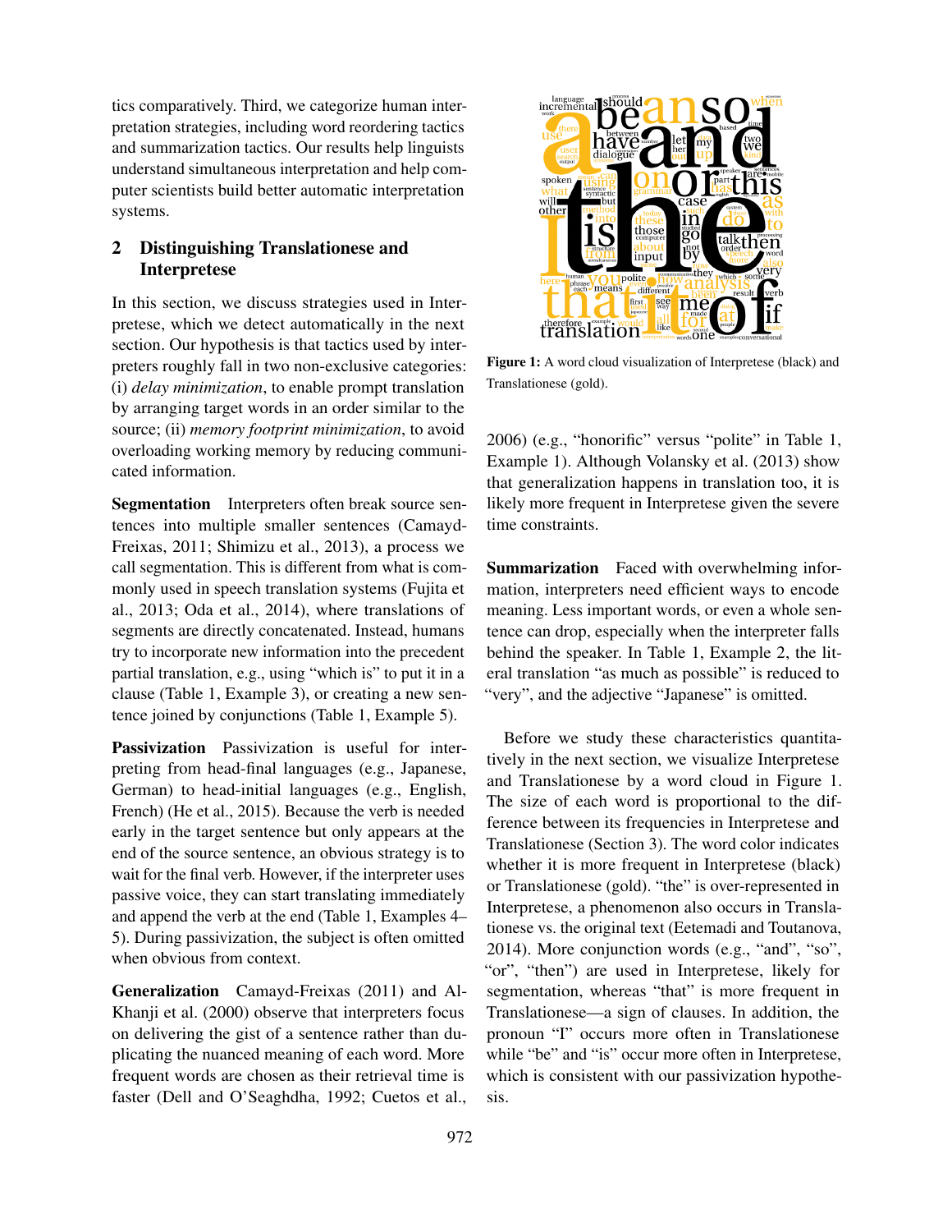tics comparatively. Third, we categorize human interpretation strategies, including word reordering tactics and summarization tactics. Our results help linguists understand simultaneous interpretation and help computer scientists build better automatic interpretation systems.

## 2 Distinguishing Translationese and Interpretese

In this section, we discuss strategies used in Interpretese, which we detect automatically in the next section. Our hypothesis is that tactics used by interpreters roughly fall in two non-exclusive categories: (i) *delay minimization*, to enable prompt translation by arranging target words in an order similar to the source; (ii) *memory footprint minimization*, to avoid overloading working memory by reducing communicated information.

**Segmentation** Interpreters often break source sentences into multiple smaller sentences (Camayd-Freixas, 2011; Shimizu et al., 2013), a process we call segmentation. This is different from what is commonly used in speech translation systems (Fujita et al., 2013; Oda et al., 2014), where translations of segments are directly concatenated. Instead, humans try to incorporate new information into the precedent partial translation, e.g., using "which is" to put it in a clause (Table 1, Example 3), or creating a new sentence joined by conjunctions (Table 1, Example 5).

**Passivization** Passivization is useful for interpreting from head-final languages (e.g., Japanese, German) to head-initial languages (e.g., English, French) (He et al., 2015). Because the verb is needed early in the target sentence but only appears at the end of the source sentence, an obvious strategy is to wait for the final verb. However, if the interpreter uses passive voice, they can start translating immediately and append the verb at the end (Table 1, Examples 4–5). During passivization, the subject is often omitted when obvious from context.

**Generalization** Camayd-Freixas (2011) and Al-Khanji et al. (2000) observe that interpreters focus on delivering the gist of a sentence rather than duplicating the nuanced meaning of each word. More frequent words are chosen as their retrieval time is faster (Dell and O'Seaghdha, 1992; Cuetos et al., 2006) (e.g., "honorific" versus "polite" in Table 1, Example 1). Although Volansky et al. (2013) show that generalization happens in translation too, it is likely more frequent in Interpretese given the severe time constraints.

**Summarization** Faced with overwhelming information, interpreters need efficient ways to encode meaning. Less important words, or even a whole sentence can drop, especially when the interpreter falls behind the speaker. In Table 1, Example 2, the literal translation "as much as possible" is reduced to "very", and the adjective "Japanese" is omitted.

Figure 1: A word cloud visualization of Interpretese (black) and Translationese (gold).

Before we study these characteristics quantitatively in the next section, we visualize Interpretese and Translationese by a word cloud in Figure 1. The size of each word is proportional to the difference between its frequencies in Interpretese and Translationese (Section 3). The word color indicates whether it is more frequent in Interpretese (black) or Translationese (gold). "the" is over-represented in Interpretese, a phenomenon also occurs in Translationese vs. the original text (Eetemadi and Toutanova, 2014). More conjunction words (e.g., "and", "so", "or", "then") are used in Interpretese, likely for segmentation, whereas "that" is more frequent in Translationese—a sign of clauses. In addition, the pronoun "I" occurs more often in Translationese while "be" and "is" occur more often in Interpretese, which is consistent with our passivization hypothesis.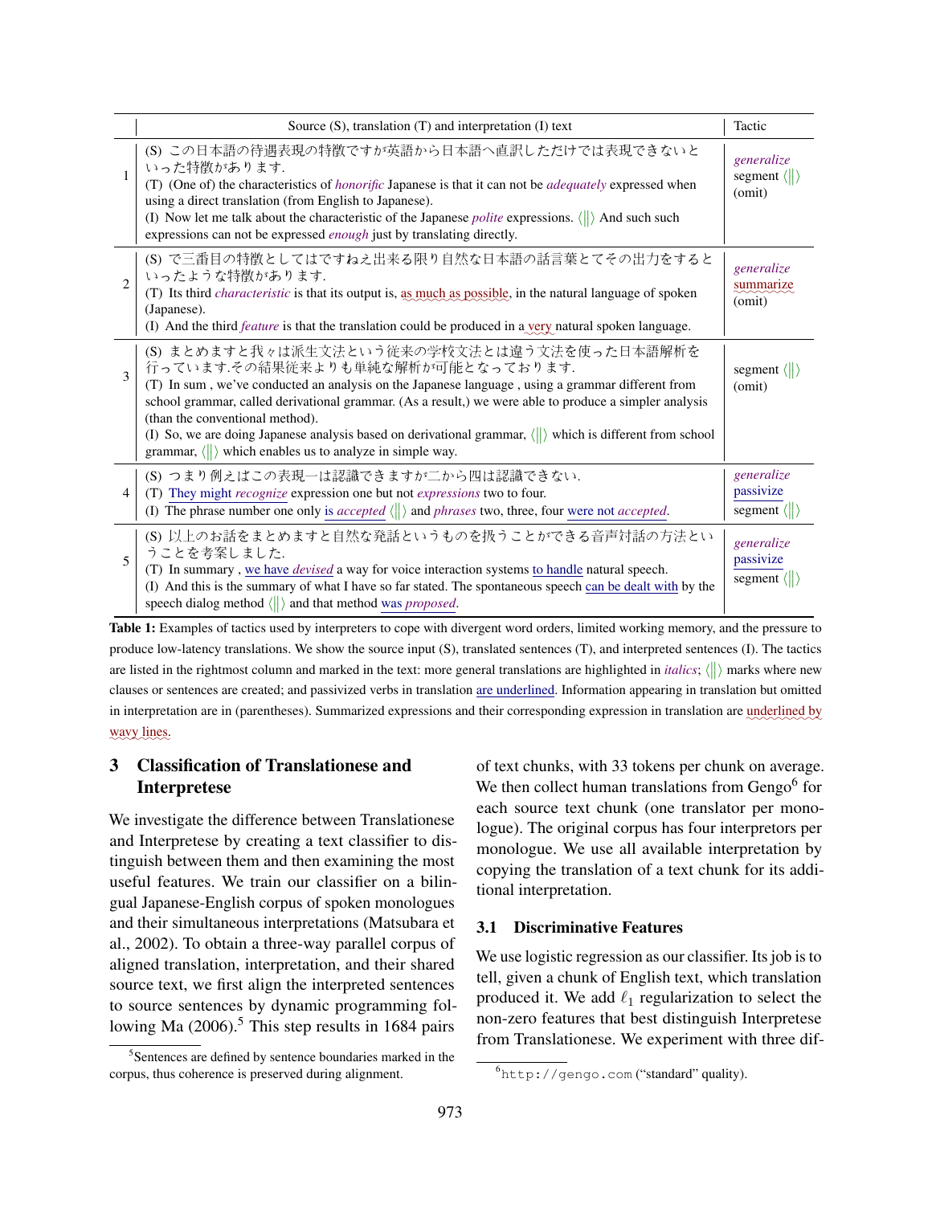| | Source (S), translation (T) and interpretation (I) text | Tactic |
|---|---|---|
| 1 | (S) この日本語の待遇表現の特徴ですが英語から日本語へ直訳しただけでは表現できないといった特徴があります. (T) (One of) the characteristics of *honorific* Japanese is that it can not be *adequately* expressed when using a direct translation (from English to Japanese). (I) Now let me talk about the characteristic of the Japanese *polite* expressions. ⟨‖⟩ And such such expressions can not be expressed *enough* just by translating directly. | *generalize* segment ⟨‖⟩ (omit) |
| 2 | (S) で三番目の特徴としてはですねえ出来る限り自然な日本語の話言葉とてその出力をするといったような特徴があります. (T) Its third *characteristic* is that its output is, as much as possible, in the natural language of spoken (Japanese). (I) And the third *feature* is that the translation could be produced in a very natural spoken language. | *generalize* summarize (omit) |
| 3 | (S) まとめますと我々は派生文法という従来の学校文法とは違う文法を使った日本語解析を行っています.その結果従来よりも単純な解析が可能となっております. (T) In sum , we've conducted an analysis on the Japanese language , using a grammar different from school grammar, called derivational grammar. (As a result,) we were able to produce a simpler analysis (than the conventional method). (I) So, we are doing Japanese analysis based on derivational grammar, ⟨‖⟩ which is different from school grammar, ⟨‖⟩ which enables us to analyze in simple way. | segment ⟨‖⟩ (omit) |
| 4 | (S) つまり例えばこの表現一は認識できますが二から四は認識できない. (T) They might *recognize* expression one but not *expressions* two to four. (I) The phrase number one only is *accepted* ⟨‖⟩ and *phrases* two, three, four were not *accepted*. | *generalize* passivize segment ⟨‖⟩ |
| 5 | (S) 以上のお話をまとめますと自然な発話というものを扱うことができる音声対話の方法ということを考案しました. (T) In summary , we have *devised* a way for voice interaction systems to handle natural speech. (I) And this is the summary of what I have so far stated. The spontaneous speech can be dealt with by the speech dialog method ⟨‖⟩ and that method was *proposed*. | *generalize* passivize segment ⟨‖⟩ |

**Table 1:** Examples of tactics used by interpreters to cope with divergent word orders, limited working memory, and the pressure to produce low-latency translations. We show the source input (S), translated sentences (T), and interpreted sentences (I). The tactics are listed in the rightmost column and marked in the text: more general translations are highlighted in *italics*; ⟨‖⟩ marks where new clauses or sentences are created; and passivized verbs in translation are underlined. Information appearing in translation but omitted in interpretation are in (parentheses). Summarized expressions and their corresponding expression in translation are underlined by wavy lines.

## 3 Classification of Translationese and Interpretese

We investigate the difference between Translationese and Interpretese by creating a text classifier to distinguish between them and then examining the most useful features. We train our classifier on a bilingual Japanese-English corpus of spoken monologues and their simultaneous interpretations (Matsubara et al., 2002). To obtain a three-way parallel corpus of aligned translation, interpretation, and their shared source text, we first align the interpreted sentences to source sentences by dynamic programming following Ma (2006).[5] This step results in 1684 pairs of text chunks, with 33 tokens per chunk on average. We then collect human translations from Gengo[6] for each source text chunk (one translator per monologue). The original corpus has four interpreters per monologue. We use all available interpretation by copying the translation of a text chunk for its additional interpretation.

### 3.1 Discriminative Features

We use logistic regression as our classifier. Its job is to tell, given a chunk of English text, which translation produced it. We add $\ell_1$ regularization to select the non-zero features that best distinguish Interpretese from Translationese. We experiment with three dif-

[5] Sentences are defined by sentence boundaries marked in the corpus, thus coherence is preserved during alignment.

[6] http://gengo.com ("standard" quality).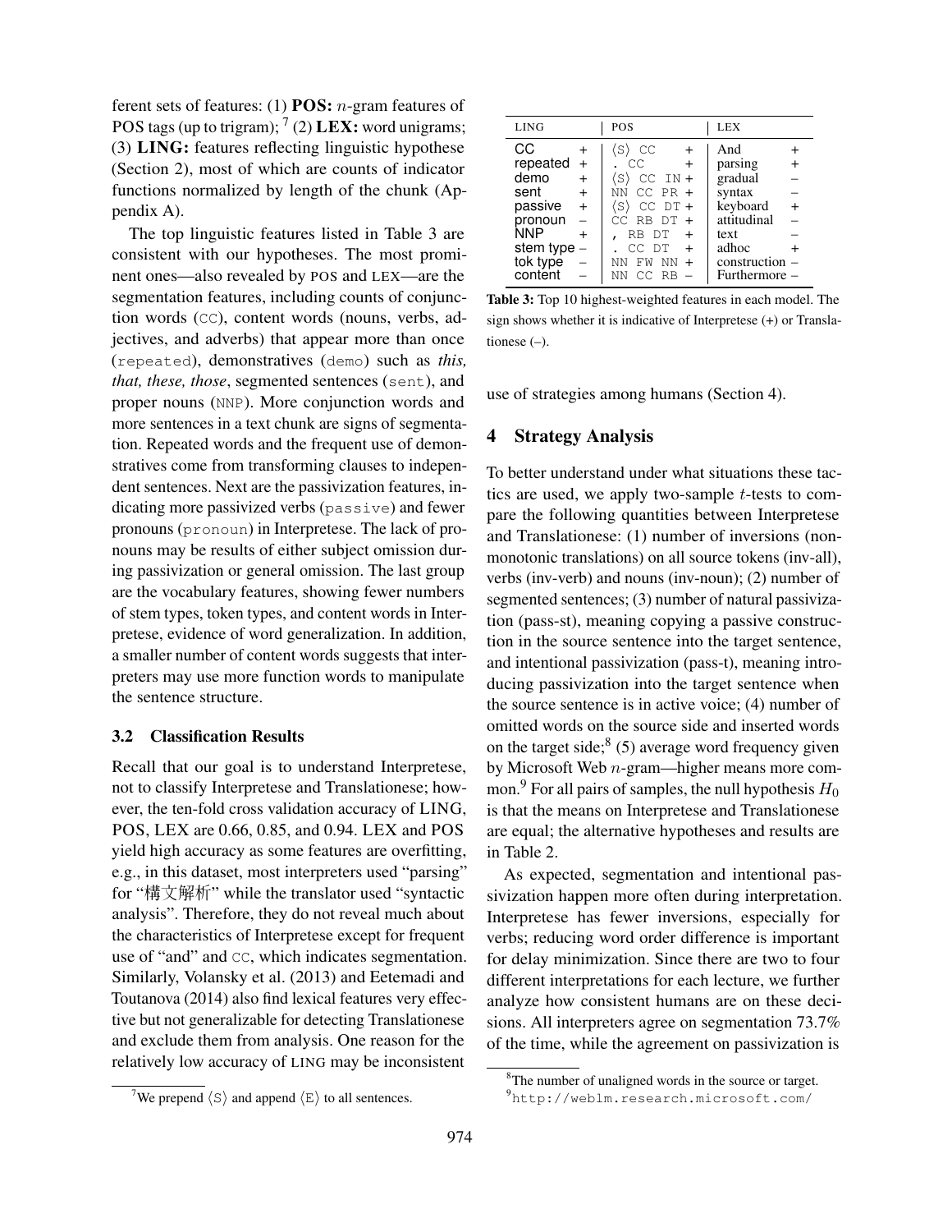ferent sets of features: (1) **POS:** $n$-gram features of POS tags (up to trigram); [7] (2) **LEX:** word unigrams; (3) **LING:** features reflecting linguistic hypothese (Section 2), most of which are counts of indicator functions normalized by length of the chunk (Appendix A).

The top linguistic features listed in Table 3 are consistent with our hypotheses. The most prominent ones—also revealed by POS and LEX—are the segmentation features, including counts of conjunction words (CC), content words (nouns, verbs, adjectives, and adverbs) that appear more than once (repeated), demonstratives (demo) such as *this, that, these, those*, segmented sentences (sent), and proper nouns (NNP). More conjunction words and more sentences in a text chunk are signs of segmentation. Repeated words and the frequent use of demonstratives come from transforming clauses to independent sentences. Next are the passivization features, indicating more passivized verbs (passive) and fewer pronouns (pronoun) in Interpretese. The lack of pronouns may be results of either subject omission during passivization or general omission. The last group are the vocabulary features, showing fewer numbers of stem types, token types, and content words in Interpretese, evidence of word generalization. In addition, a smaller number of content words suggests that interpreters may use more function words to manipulate the sentence structure.

### 3.2 Classification Results

Recall that our goal is to understand Interpretese, not to classify Interpretese and Translationese; however, the ten-fold cross validation accuracy of LING, POS, LEX are 0.66, 0.85, and 0.94. LEX and POS yield high accuracy as some features are overfitting, e.g., in this dataset, most interpreters used "parsing" for "構文解析" while the translator used "syntactic analysis". Therefore, they do not reveal much about the characteristics of Interpretese except for frequent use of "and" and CC, which indicates segmentation. Similarly, Volansky et al. (2013) and Eetemadi and Toutanova (2014) also find lexical features very effective but not generalizable for detecting Translationese and exclude them from analysis. One reason for the relatively low accuracy of LING may be inconsistent

| LING | | POS | | LEX | |
|---|---|---|---|---|---|
| CC | + | ⟨S⟩ CC | + | And | + |
| repeated | + | . CC | + | parsing | + |
| demo | + | ⟨S⟩ CC IN | + | gradual | – |
| sent | + | NN CC PR | + | syntax | – |
| passive | + | ⟨S⟩ CC DT | + | keyboard | + |
| pronoun | – | CC RB DT | + | attitudinal | – |
| NNP | + | , RB DT | + | text | – |
| stem type | – | . CC DT | + | adhoc | + |
| tok type | – | NN FW NN | + | construction | – |
| content | – | NN CC RB | – | Furthermore | – |

**Table 3:** Top 10 highest-weighted features in each model. The sign shows whether it is indicative of Interpretese (+) or Translationese (–).

use of strategies among humans (Section 4).

## 4 Strategy Analysis

To better understand under what situations these tactics are used, we apply two-sample $t$-tests to compare the following quantities between Interpretese and Translationese: (1) number of inversions (non-monotonic translations) on all source tokens (inv-all), verbs (inv-verb) and nouns (inv-noun); (2) number of segmented sentences; (3) number of natural passivization (pass-st), meaning copying a passive construction in the source sentence into the target sentence, and intentional passivization (pass-t), meaning introducing passivization into the target sentence when the source sentence is in active voice; (4) number of omitted words on the source side and inserted words on the target side;[8] (5) average word frequency given by Microsoft Web $n$-gram—higher means more common.[9] For all pairs of samples, the null hypothesis $H_0$ is that the means on Interpretese and Translationese are equal; the alternative hypotheses and results are in Table 2.

As expected, segmentation and intentional passivization happen more often during interpretation. Interpretese has fewer inversions, especially for verbs; reducing word order difference is important for delay minimization. Since there are two to four different interpretations for each lecture, we further analyze how consistent humans are on these decisions. All interpreters agree on segmentation 73.7% of the time, while the agreement on passivization is

[7] We prepend ⟨S⟩ and append ⟨E⟩ to all sentences.

[8] The number of unaligned words in the source or target.

[9] http://weblm.research.microsoft.com/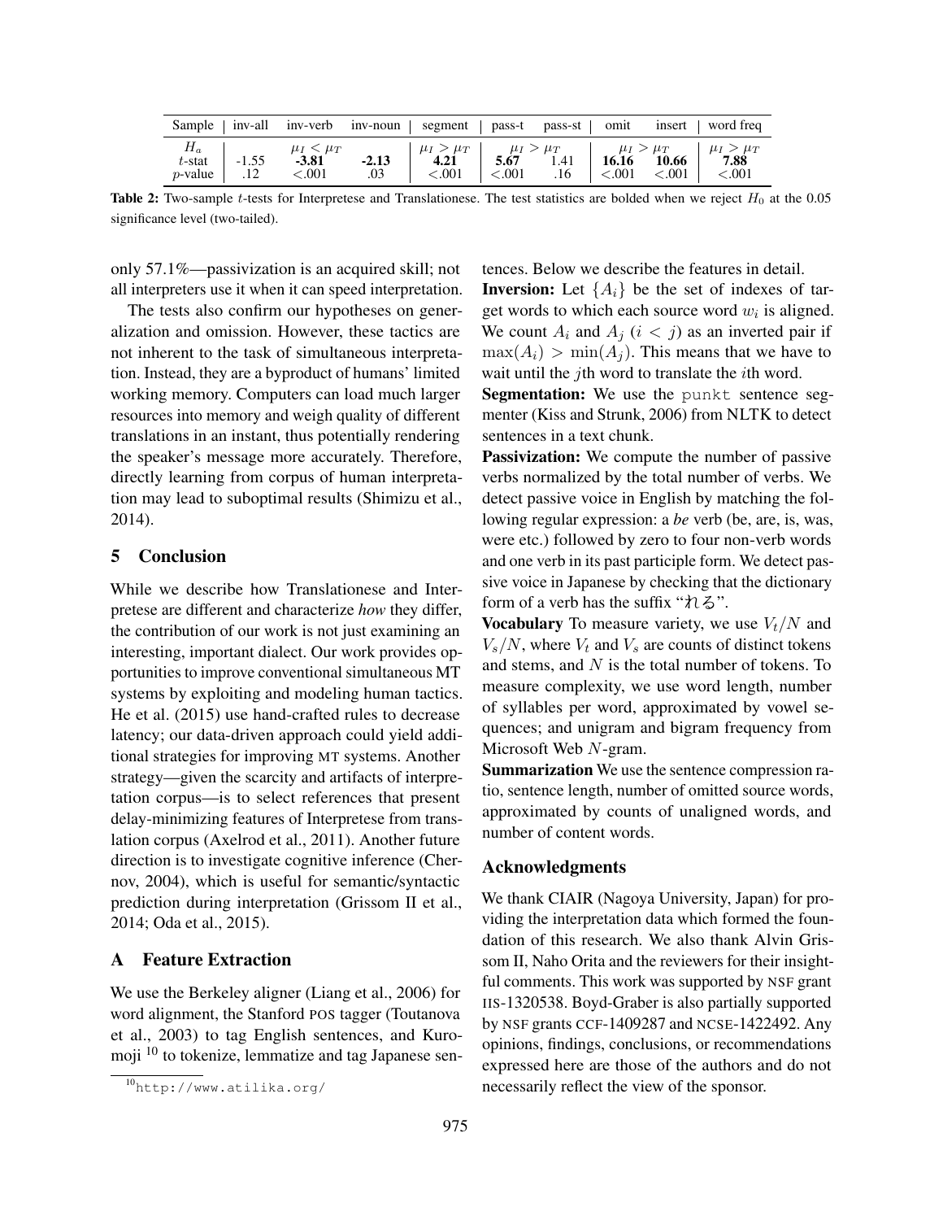| Sample | inv-all | inv-verb | inv-noun | segment | pass-t | pass-st | omit | insert | word freq |
|---|---|---|---|---|---|---|---|---|---|
| $H_a$ | | $\mu_I < \mu_T$ | | $\mu_I > \mu_T$ | $\mu_I > \mu_T$ | | $\mu_I > \mu_T$ | | $\mu_I > \mu_T$ |
| $t$-stat | -1.55 | **-3.81** | **-2.13** | **4.21** | **5.67** | 1.41 | **16.16** | **10.66** | **7.88** |
| $p$-value | .12 | <.001 | .03 | <.001 | <.001 | .16 | <.001 | <.001 | <.001 |

**Table 2:** Two-sample $t$-tests for Interpretese and Translationese. The test statistics are bolded when we reject $H_0$ at the 0.05 significance level (two-tailed).

only 57.1%—passivization is an acquired skill; not all interpreters use it when it can speed interpretation.

The tests also confirm our hypotheses on generalization and omission. However, these tactics are not inherent to the task of simultaneous interpretation. Instead, they are a byproduct of humans' limited working memory. Computers can load much larger resources into memory and weigh quality of different translations in an instant, thus potentially rendering the speaker's message more accurately. Therefore, directly learning from corpus of human interpretation may lead to suboptimal results (Shimizu et al., 2014).

## 5 Conclusion

While we describe how Translationese and Interpretese are different and characterize *how* they differ, the contribution of our work is not just examining an interesting, important dialect. Our work provides opportunities to improve conventional simultaneous MT systems by exploiting and modeling human tactics. He et al. (2015) use hand-crafted rules to decrease latency; our data-driven approach could yield additional strategies for improving MT systems. Another strategy—given the scarcity and artifacts of interpretation corpus—is to select references that present delay-minimizing features of Interpretese from translation corpus (Axelrod et al., 2011). Another future direction is to investigate cognitive inference (Chernov, 2004), which is useful for semantic/syntactic prediction during interpretation (Grissom II et al., 2014; Oda et al., 2015).

## A Feature Extraction

We use the Berkeley aligner (Liang et al., 2006) for word alignment, the Stanford POS tagger (Toutanova et al., 2003) to tag English sentences, and Kuromoji [10] to tokenize, lemmatize and tag Japanese sentences. Below we describe the features in detail.

**Inversion:** Let $\{A_i\}$ be the set of indexes of target words to which each source word $w_i$ is aligned. We count $A_i$ and $A_j$ ($i < j$) as an inverted pair if $\max(A_i) > \min(A_j)$. This means that we have to wait until the $j$th word to translate the $i$th word.

**Segmentation:** We use the punkt sentence segmenter (Kiss and Strunk, 2006) from NLTK to detect sentences in a text chunk.

**Passivization:** We compute the number of passive verbs normalized by the total number of verbs. We detect passive voice in English by matching the following regular expression: a *be* verb (be, are, is, was, were etc.) followed by zero to four non-verb words and one verb in its past participle form. We detect passive voice in Japanese by checking that the dictionary form of a verb has the suffix "れる".

**Vocabulary** To measure variety, we use $V_t/N$ and $V_s/N$, where $V_t$ and $V_s$ are counts of distinct tokens and stems, and $N$ is the total number of tokens. To measure complexity, we use word length, number of syllables per word, approximated by vowel sequences; and unigram and bigram frequency from Microsoft Web $N$-gram.

**Summarization** We use the sentence compression ratio, sentence length, number of omitted source words, approximated by counts of unaligned words, and number of content words.

### Acknowledgments

We thank CIAIR (Nagoya University, Japan) for providing the interpretation data which formed the foundation of this research. We also thank Alvin Grissom II, Naho Orita and the reviewers for their insightful comments. This work was supported by NSF grant IIS-1320538. Boyd-Graber is also partially supported by NSF grants CCF-1409287 and NCSE-1422492. Any opinions, findings, conclusions, or recommendations expressed here are those of the authors and do not necessarily reflect the view of the sponsor.

[10] http://www.atilika.org/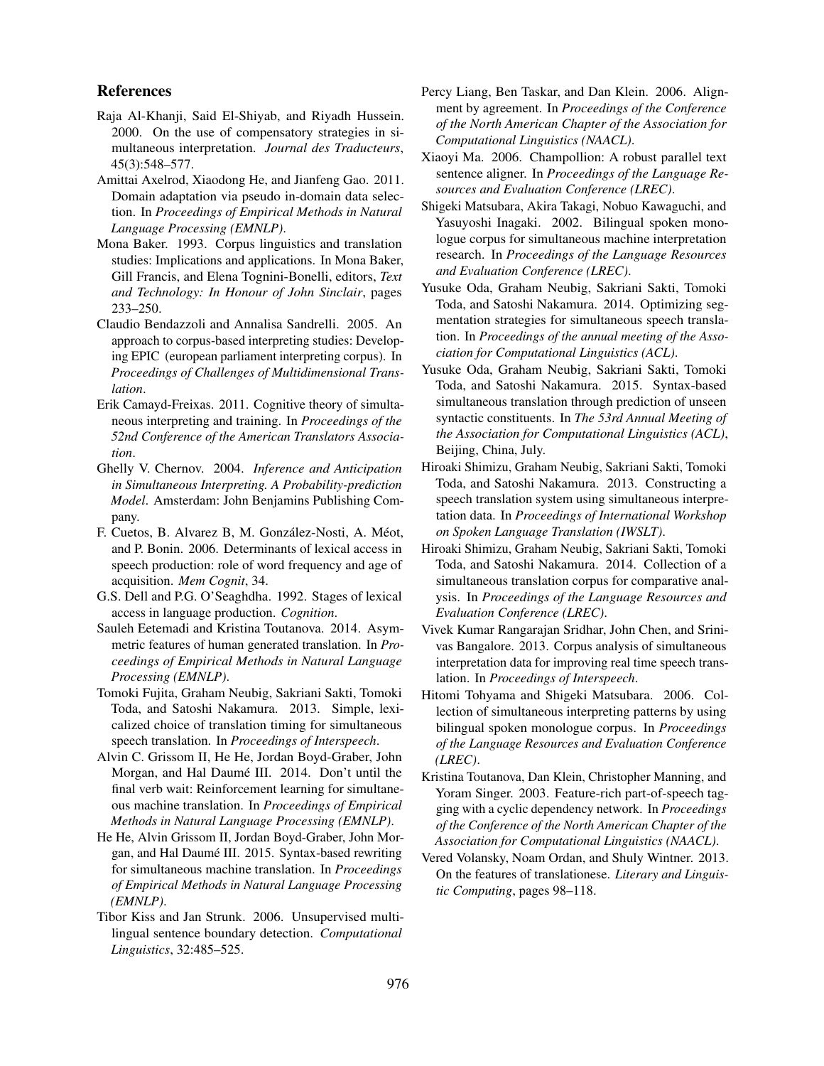## References

Raja Al-Khanji, Said El-Shiyab, and Riyadh Hussein. 2000. On the use of compensatory strategies in simultaneous interpretation. *Journal des Traducteurs*, 45(3):548–577.

Amittai Axelrod, Xiaodong He, and Jianfeng Gao. 2011. Domain adaptation via pseudo in-domain data selection. In *Proceedings of Empirical Methods in Natural Language Processing (EMNLP)*.

Mona Baker. 1993. Corpus linguistics and translation studies: Implications and applications. In Mona Baker, Gill Francis, and Elena Tognini-Bonelli, editors, *Text and Technology: In Honour of John Sinclair*, pages 233–250.

Claudio Bendazzoli and Annalisa Sandrelli. 2005. An approach to corpus-based interpreting studies: Developing EPIC (european parliament interpreting corpus). In *Proceedings of Challenges of Multidimensional Translation*.

Erik Camayd-Freixas. 2011. Cognitive theory of simultaneous interpreting and training. In *Proceedings of the 52nd Conference of the American Translators Association*.

Ghelly V. Chernov. 2004. *Inference and Anticipation in Simultaneous Interpreting. A Probability-prediction Model*. Amsterdam: John Benjamins Publishing Company.

F. Cuetos, B. Alvarez B, M. González-Nosti, A. Méot, and P. Bonin. 2006. Determinants of lexical access in speech production: role of word frequency and age of acquisition. *Mem Cognit*, 34.

G.S. Dell and P.G. O'Seaghdha. 1992. Stages of lexical access in language production. *Cognition*.

Sauleh Eetemadi and Kristina Toutanova. 2014. Asymmetric features of human generated translation. In *Proceedings of Empirical Methods in Natural Language Processing (EMNLP)*.

Tomoki Fujita, Graham Neubig, Sakriani Sakti, Tomoki Toda, and Satoshi Nakamura. 2013. Simple, lexicalized choice of translation timing for simultaneous speech translation. In *Proceedings of Interspeech*.

Alvin C. Grissom II, He He, Jordan Boyd-Graber, John Morgan, and Hal Daumé III. 2014. Don't until the final verb wait: Reinforcement learning for simultaneous machine translation. In *Proceedings of Empirical Methods in Natural Language Processing (EMNLP)*.

He He, Alvin Grissom II, Jordan Boyd-Graber, John Morgan, and Hal Daumé III. 2015. Syntax-based rewriting for simultaneous machine translation. In *Proceedings of Empirical Methods in Natural Language Processing (EMNLP)*.

Tibor Kiss and Jan Strunk. 2006. Unsupervised multilingual sentence boundary detection. *Computational Linguistics*, 32:485–525.

Percy Liang, Ben Taskar, and Dan Klein. 2006. Alignment by agreement. In *Proceedings of the Conference of the North American Chapter of the Association for Computational Linguistics (NAACL)*.

Xiaoyi Ma. 2006. Champollion: A robust parallel text sentence aligner. In *Proceedings of the Language Resources and Evaluation Conference (LREC)*.

Shigeki Matsubara, Akira Takagi, Nobuo Kawaguchi, and Yasuyoshi Inagaki. 2002. Bilingual spoken monologue corpus for simultaneous machine interpretation research. In *Proceedings of the Language Resources and Evaluation Conference (LREC)*.

Yusuke Oda, Graham Neubig, Sakriani Sakti, Tomoki Toda, and Satoshi Nakamura. 2014. Optimizing segmentation strategies for simultaneous speech translation. In *Proceedings of the annual meeting of the Association for Computational Linguistics (ACL)*.

Yusuke Oda, Graham Neubig, Sakriani Sakti, Tomoki Toda, and Satoshi Nakamura. 2015. Syntax-based simultaneous translation through prediction of unseen syntactic constituents. In *The 53rd Annual Meeting of the Association for Computational Linguistics (ACL)*, Beijing, China, July.

Hiroaki Shimizu, Graham Neubig, Sakriani Sakti, Tomoki Toda, and Satoshi Nakamura. 2013. Constructing a speech translation system using simultaneous interpretation data. In *Proceedings of International Workshop on Spoken Language Translation (IWSLT)*.

Hiroaki Shimizu, Graham Neubig, Sakriani Sakti, Tomoki Toda, and Satoshi Nakamura. 2014. Collection of a simultaneous translation corpus for comparative analysis. In *Proceedings of the Language Resources and Evaluation Conference (LREC)*.

Vivek Kumar Rangarajan Sridhar, John Chen, and Srinivas Bangalore. 2013. Corpus analysis of simultaneous interpretation data for improving real time speech translation. In *Proceedings of Interspeech*.

Hitomi Tohyama and Shigeki Matsubara. 2006. Collection of simultaneous interpreting patterns by using bilingual spoken monologue corpus. In *Proceedings of the Language Resources and Evaluation Conference (LREC)*.

Kristina Toutanova, Dan Klein, Christopher Manning, and Yoram Singer. 2003. Feature-rich part-of-speech tagging with a cyclic dependency network. In *Proceedings of the Conference of the North American Chapter of the Association for Computational Linguistics (NAACL)*.

Vered Volansky, Noam Ordan, and Shuly Wintner. 2013. On the features of translationese. *Literary and Linguistic Computing*, pages 98–118.